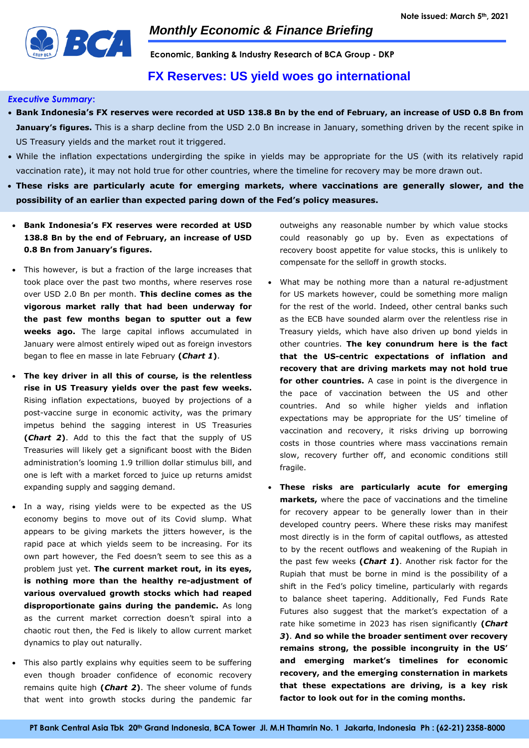Note issued: March 5th, 2021

# Monthly Economic & Finance Briefing

**Economic, Banking & Industry Research of BCA Group - DKP**

## FX Reserves: US yield woes go international

***Executive Summary*:**

- **Bank Indonesia's FX reserves were recorded at USD 138.8 Bn by the end of February, an increase of USD 0.8 Bn from January's figures.** This is a sharp decline from the USD 2.0 Bn increase in January, something driven by the recent spike in US Treasury yields and the market rout it triggered.
- While the inflation expectations undergirding the spike in yields may be appropriate for the US (with its relatively rapid vaccination rate), it may not hold true for other countries, where the timeline for recovery may be more drawn out.
- **These risks are particularly acute for emerging markets, where vaccinations are generally slower, and the possibility of an earlier than expected paring down of the Fed's policy measures.**

---

- **Bank Indonesia's FX reserves were recorded at USD 138.8 Bn by the end of February, an increase of USD 0.8 Bn from January's figures.**
- This however, is but a fraction of the large increases that took place over the past two months, where reserves rose over USD 2.0 Bn per month. **This decline comes as the vigorous market rally that had been underway for the past few months began to sputter out a few weeks ago.** The large capital inflows accumulated in January were almost entirely wiped out as foreign investors began to flee en masse in late February **(*Chart 1*)**.
- **The key driver in all this of course, is the relentless rise in US Treasury yields over the past few weeks.** Rising inflation expectations, buoyed by projections of a post-vaccine surge in economic activity, was the primary impetus behind the sagging interest in US Treasuries **(*Chart 2*)**. Add to this the fact that the supply of US Treasuries will likely get a significant boost with the Biden administration's looming 1.9 trillion dollar stimulus bill, and one is left with a market forced to juice up returns amidst expanding supply and sagging demand.
- In a way, rising yields were to be expected as the US economy begins to move out of its Covid slump. What appears to be giving markets the jitters however, is the rapid pace at which yields seem to be increasing. For its own part however, the Fed doesn't seem to see this as a problem just yet. **The current market rout, in its eyes, is nothing more than the healthy re-adjustment of various overvalued growth stocks which had reaped disproportionate gains during the pandemic.** As long as the current market correction doesn't spiral into a chaotic rout then, the Fed is likely to allow current market dynamics to play out naturally.
- This also partly explains why equities seem to be suffering even though broader confidence of economic recovery remains quite high **(*Chart 2*)**. The sheer volume of funds that went into growth stocks during the pandemic far outweighs any reasonable number by which value stocks could reasonably go up by. Even as expectations of recovery boost appetite for value stocks, this is unlikely to compensate for the selloff in growth stocks.
- What may be nothing more than a natural re-adjustment for US markets however, could be something more malign for the rest of the world. Indeed, other central banks such as the ECB have sounded alarm over the relentless rise in Treasury yields, which have also driven up bond yields in other countries. **The key conundrum here is the fact that the US-centric expectations of inflation and recovery that are driving markets may not hold true for other countries.** A case in point is the divergence in the pace of vaccination between the US and other countries. And so while higher yields and inflation expectations may be appropriate for the US' timeline of vaccination and recovery, it risks driving up borrowing costs in those countries where mass vaccinations remain slow, recovery further off, and economic conditions still fragile.
- **These risks are particularly acute for emerging markets,** where the pace of vaccinations and the timeline for recovery appear to be generally lower than in their developed country peers. Where these risks may manifest most directly is in the form of capital outflows, as attested to by the recent outflows and weakening of the Rupiah in the past few weeks **(*Chart 1*)**. Another risk factor for the Rupiah that must be borne in mind is the possibility of a shift in the Fed's policy timeline, particularly with regards to balance sheet tapering. Additionally, Fed Funds Rate Futures also suggest that the market's expectation of a rate hike sometime in 2023 has risen significantly **(*Chart 3*)**. **And so while the broader sentiment over recovery remains strong, the possible incongruity in the US' and emerging market's timelines for economic recovery, and the emerging consternation in markets that these expectations are driving, is a key risk factor to look out for in the coming months.**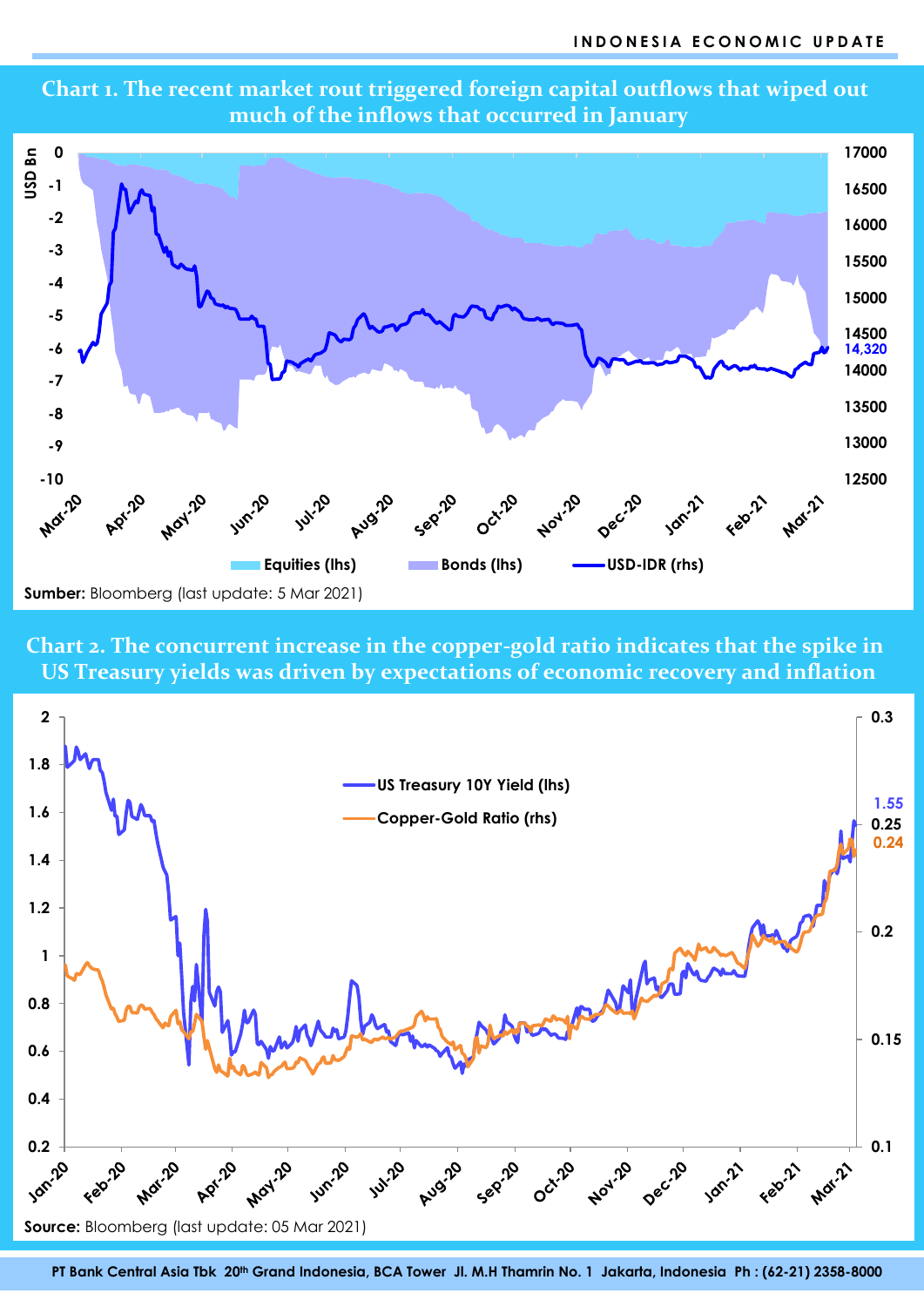## Chart 1. The recent market rout triggered foreign capital outflows that wiped out much of the inflows that occurred in January

USD Bn

Equities (lhs) | Bonds (lhs) | USD-IDR (rhs)

14,320

**Sumber:** Bloomberg (last update: 5 Mar 2021)

## Chart 2. The concurrent increase in the copper-gold ratio indicates that the spike in US Treasury yields was driven by expectations of economic recovery and inflation

US Treasury 10Y Yield (lhs) | Copper-Gold Ratio (rhs)

1.55

0.24

**Source:** Bloomberg (last update: 05 Mar 2021)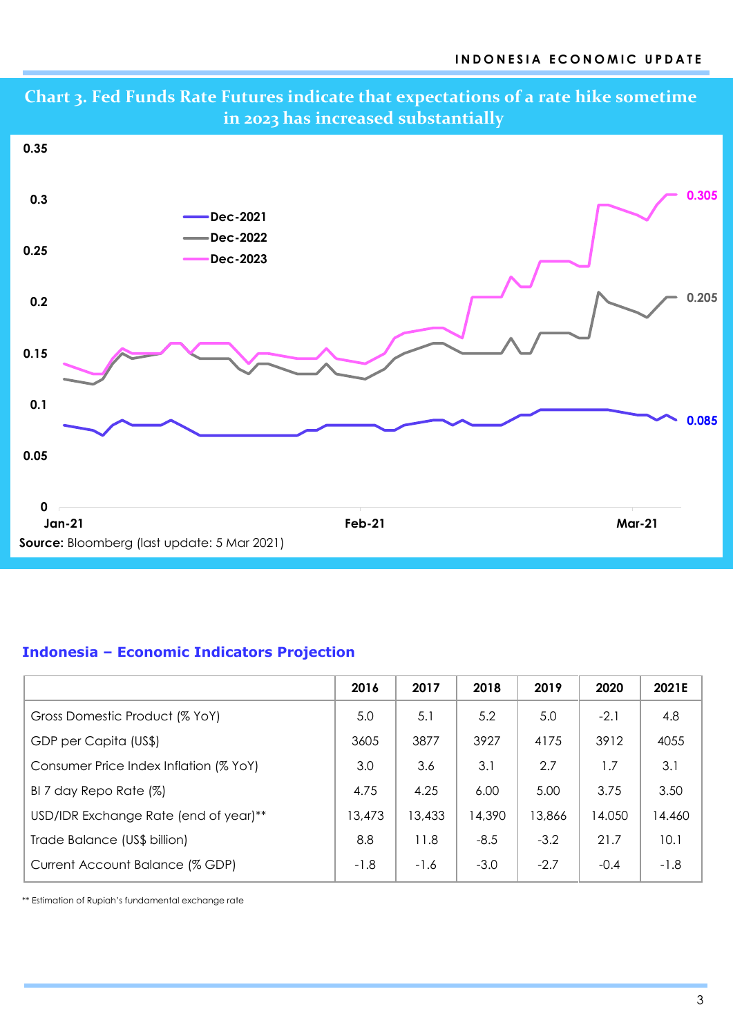**Chart 3. Fed Funds Rate Futures indicate that expectations of a rate hike sometime in 2023 has increased substantially**

**Source:** Bloomberg (last update: 5 Mar 2021)

### Indonesia – Economic Indicators Projection

| | 2016 | 2017 | 2018 | 2019 | 2020 | 2021E |
|---|---|---|---|---|---|---|
| Gross Domestic Product (% YoY) | 5.0 | 5.1 | 5.2 | 5.0 | -2.1 | 4.8 |
| GDP per Capita (US$) | 3605 | 3877 | 3927 | 4175 | 3912 | 4055 |
| Consumer Price Index Inflation (% YoY) | 3.0 | 3.6 | 3.1 | 2.7 | 1.7 | 3.1 |
| BI 7 day Repo Rate (%) | 4.75 | 4.25 | 6.00 | 5.00 | 3.75 | 3.50 |
| USD/IDR Exchange Rate (end of year)** | 13,473 | 13,433 | 14,390 | 13,866 | 14.050 | 14.460 |
| Trade Balance (US$ billion) | 8.8 | 11.8 | -8.5 | -3.2 | 21.7 | 10.1 |
| Current Account Balance (% GDP) | -1.8 | -1.6 | -3.0 | -2.7 | -0.4 | -1.8 |

** Estimation of Rupiah's fundamental exchange rate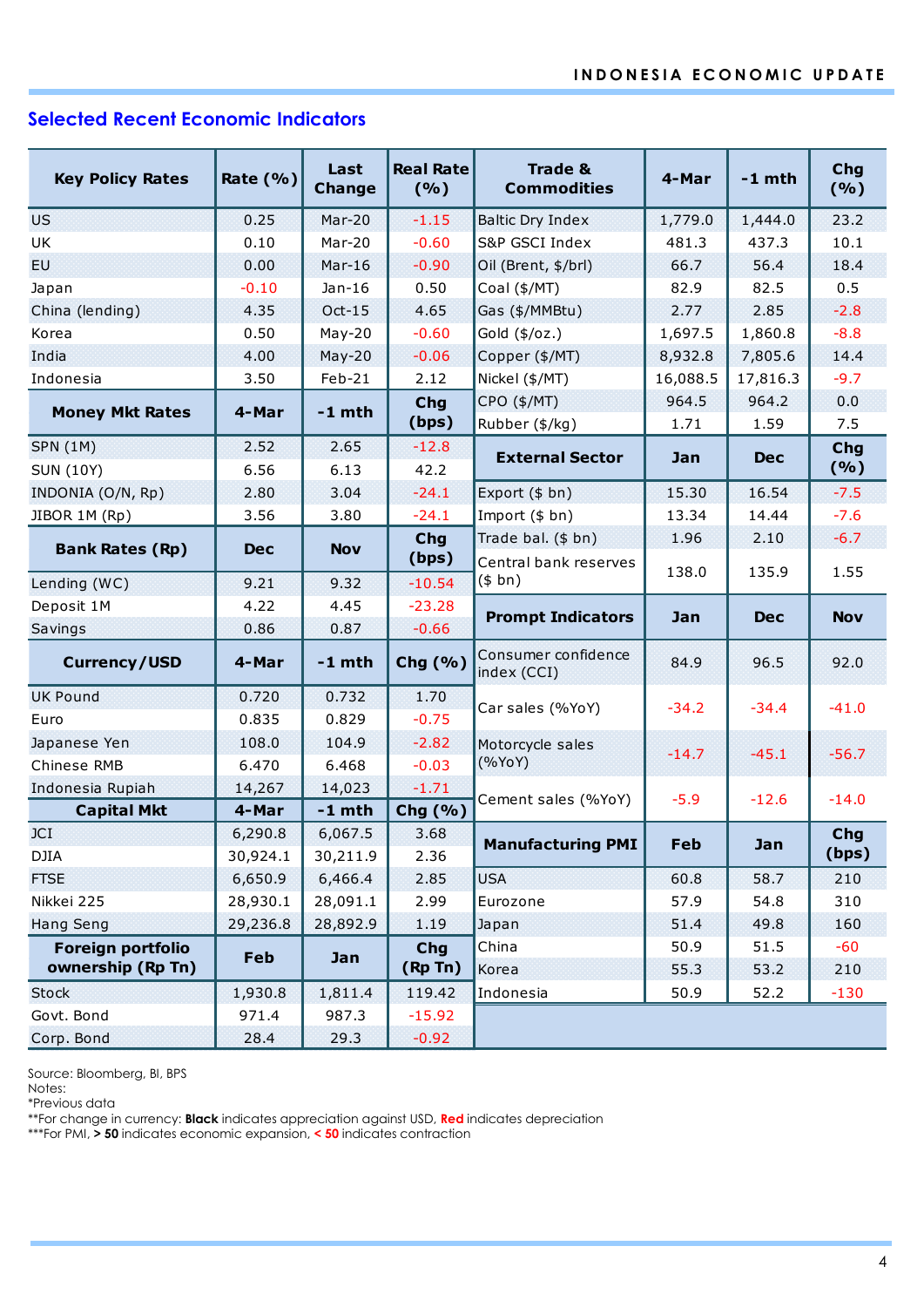## Selected Recent Economic Indicators

| Key Policy Rates | Rate (%) | Last Change | Real Rate (%) |
|---|---|---|---|
| US | 0.25 | Mar-20 | -1.15 |
| UK | 0.10 | Mar-20 | -0.60 |
| EU | 0.00 | Mar-16 | -0.90 |
| Japan | -0.10 | Jan-16 | 0.50 |
| China (lending) | 4.35 | Oct-15 | 4.65 |
| Korea | 0.50 | May-20 | -0.60 |
| India | 4.00 | May-20 | -0.06 |
| Indonesia | 3.50 | Feb-21 | 2.12 |

| Money Mkt Rates | 4-Mar | -1 mth | Chg (bps) |
|---|---|---|---|
| SPN (1M) | 2.52 | 2.65 | -12.8 |
| SUN (10Y) | 6.56 | 6.13 | 42.2 |
| INDONIA (O/N, Rp) | 2.80 | 3.04 | -24.1 |
| JIBOR 1M (Rp) | 3.56 | 3.80 | -24.1 |

| Bank Rates (Rp) | Dec | Nov | Chg (bps) |
|---|---|---|---|
| Lending (WC) | 9.21 | 9.32 | -10.54 |
| Deposit 1M | 4.22 | 4.45 | -23.28 |
| Savings | 0.86 | 0.87 | -0.66 |

| Currency/USD | 4-Mar | -1 mth | Chg (%) |
|---|---|---|---|
| UK Pound | 0.720 | 0.732 | 1.70 |
| Euro | 0.835 | 0.829 | -0.75 |
| Japanese Yen | 108.0 | 104.9 | -2.82 |
| Chinese RMB | 6.470 | 6.468 | -0.03 |
| Indonesia Rupiah | 14,267 | 14,023 | -1.71 |

| Capital Mkt | 4-Mar | -1 mth | Chg (%) |
|---|---|---|---|
| JCI | 6,290.8 | 6,067.5 | 3.68 |
| DJIA | 30,924.1 | 30,211.9 | 2.36 |
| FTSE | 6,650.9 | 6,466.4 | 2.85 |
| Nikkei 225 | 28,930.1 | 28,091.1 | 2.99 |
| Hang Seng | 29,236.8 | 28,892.9 | 1.19 |

| Foreign portfolio ownership (Rp Tn) | Feb | Jan | Chg (Rp Tn) |
|---|---|---|---|
| Stock | 1,930.8 | 1,811.4 | 119.42 |
| Govt. Bond | 971.4 | 987.3 | -15.92 |
| Corp. Bond | 28.4 | 29.3 | -0.92 |

| Trade & Commodities | 4-Mar | -1 mth | Chg (%) |
|---|---|---|---|
| Baltic Dry Index | 1,779.0 | 1,444.0 | 23.2 |
| S&P GSCI Index | 481.3 | 437.3 | 10.1 |
| Oil (Brent, $/brl) | 66.7 | 56.4 | 18.4 |
| Coal ($/MT) | 82.9 | 82.5 | 0.5 |
| Gas ($/MMBtu) | 2.77 | 2.85 | -2.8 |
| Gold ($/oz.) | 1,697.5 | 1,860.8 | -8.8 |
| Copper ($/MT) | 8,932.8 | 7,805.6 | 14.4 |
| Nickel ($/MT) | 16,088.5 | 17,816.3 | -9.7 |
| CPO ($/MT) | 964.5 | 964.2 | 0.0 |
| Rubber ($/kg) | 1.71 | 1.59 | 7.5 |

| External Sector | Jan | Dec | Chg (%) |
|---|---|---|---|
| Export ($ bn) | 15.30 | 16.54 | -7.5 |
| Import ($ bn) | 13.34 | 14.44 | -7.6 |
| Trade bal. ($ bn) | 1.96 | 2.10 | -6.7 |
| Central bank reserves ($ bn) | 138.0 | 135.9 | 1.55 |

| Prompt Indicators | Jan | Dec | Nov |
|---|---|---|---|
| Consumer confidence index (CCI) | 84.9 | 96.5 | 92.0 |
| Car sales (%YoY) | -34.2 | -34.4 | -41.0 |
| Motorcycle sales (%YoY) | -14.7 | -45.1 | -56.7 |
| Cement sales (%YoY) | -5.9 | -12.6 | -14.0 |

| Manufacturing PMI | Feb | Jan | Chg (bps) |
|---|---|---|---|
| USA | 60.8 | 58.7 | 210 |
| Eurozone | 57.9 | 54.8 | 310 |
| Japan | 51.4 | 49.8 | 160 |
| China | 50.9 | 51.5 | -60 |
| Korea | 55.3 | 53.2 | 210 |
| Indonesia | 50.9 | 52.2 | -130 |

Source: Bloomberg, BI, BPS
Notes:
*Previous data
**For change in currency: **Black** indicates appreciation against USD, **Red** indicates depreciation
***For PMI, **> 50** indicates economic expansion, **< 50** indicates contraction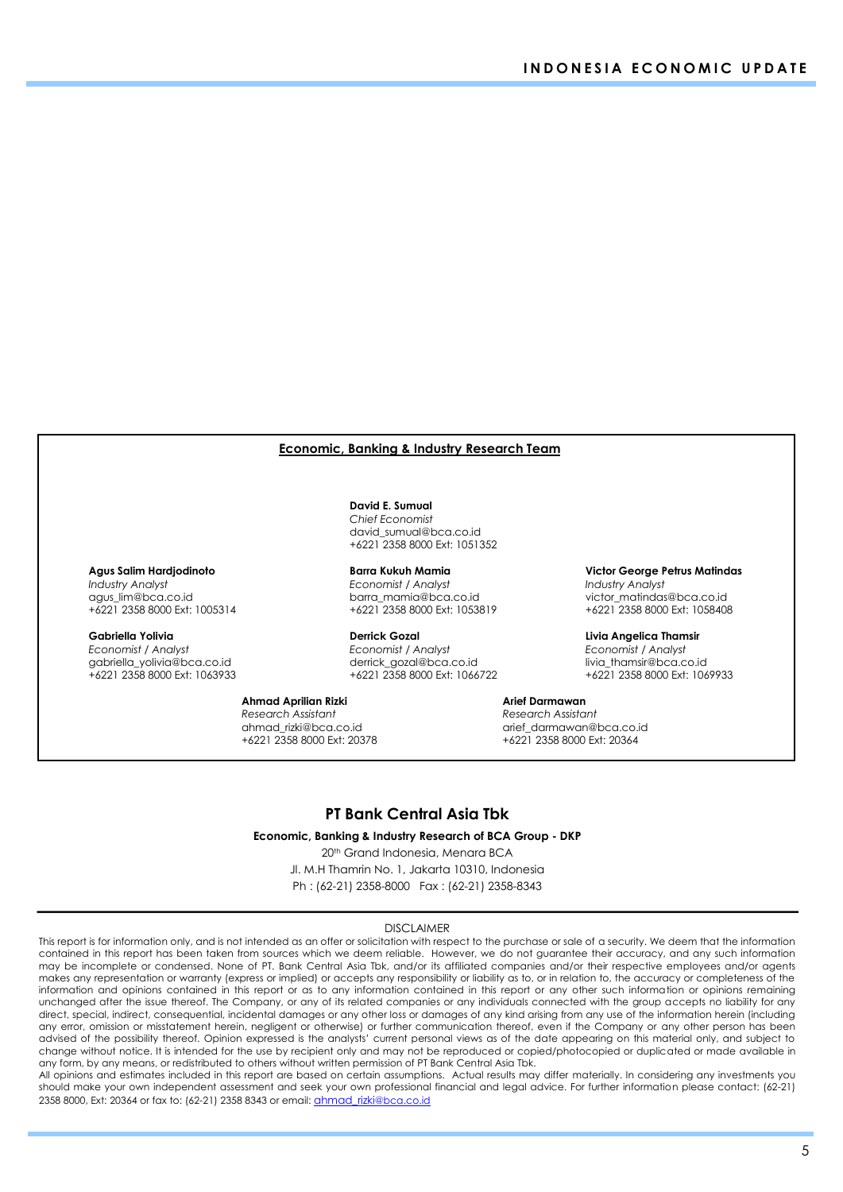## Economic, Banking & Industry Research Team

**David E. Sumual**
*Chief Economist*
david_sumual@bca.co.id
+6221 2358 8000 Ext: 1051352

**Agus Salim Hardjodinoto**
*Industry Analyst*
agus_lim@bca.co.id
+6221 2358 8000 Ext: 1005314

**Barra Kukuh Mamia**
*Economist / Analyst*
barra_mamia@bca.co.id
+6221 2358 8000 Ext: 1053819

**Victor George Petrus Matindas**
*Industry Analyst*
victor_matindas@bca.co.id
+6221 2358 8000 Ext: 1058408

**Gabriella Yolivia**
*Economist / Analyst*
gabriella_yolivia@bca.co.id
+6221 2358 8000 Ext: 1063933

**Derrick Gozal**
*Economist / Analyst*
derrick_gozal@bca.co.id
+6221 2358 8000 Ext: 1066722

**Livia Angelica Thamsir**
*Economist / Analyst*
livia_thamsir@bca.co.id
+6221 2358 8000 Ext: 1069933

**Ahmad Aprilian Rizki**
*Research Assistant*
ahmad_rizki@bca.co.id
+6221 2358 8000 Ext: 20378

**Arief Darmawan**
*Research Assistant*
arief_darmawan@bca.co.id
+6221 2358 8000 Ext: 20364

## PT Bank Central Asia Tbk

**Economic, Banking & Industry Research of BCA Group - DKP**

20th Grand Indonesia, Menara BCA

Jl. M.H Thamrin No. 1, Jakarta 10310, Indonesia

Ph : (62-21) 2358-8000 Fax : (62-21) 2358-8343

DISCLAIMER

This report is for information only, and is not intended as an offer or solicitation with respect to the purchase or sale of a security. We deem that the information contained in this report has been taken from sources which we deem reliable. However, we do not guarantee their accuracy, and any such information may be incomplete or condensed. None of PT. Bank Central Asia Tbk, and/or its affiliated companies and/or their respective employees and/or agents makes any representation or warranty (express or implied) or accepts any responsibility or liability as to, or in relation to, the accuracy or completeness of the information and opinions contained in this report or as to any information contained in this report or any other such information or opinions remaining unchanged after the issue thereof. The Company, or any of its related companies or any individuals connected with the group accepts no liability for any direct, special, indirect, consequential, incidental damages or any other loss or damages of any kind arising from any use of the information herein (including any error, omission or misstatement herein, negligent or otherwise) or further communication thereof, even if the Company or any other person has been advised of the possibility thereof. Opinion expressed is the analysts' current personal views as of the date appearing on this material only, and subject to change without notice. It is intended for the use by recipient only and may not be reproduced or copied/photocopied or duplicated or made available in any form, by any means, or redistributed to others without written permission of PT Bank Central Asia Tbk.

All opinions and estimates included in this report are based on certain assumptions. Actual results may differ materially. In considering any investments you should make your own independent assessment and seek your own professional financial and legal advice. For further information please contact: (62-21) 2358 8000, Ext: 20364 or fax to: (62-21) 2358 8343 or email: ahmad_rizki@bca.co.id